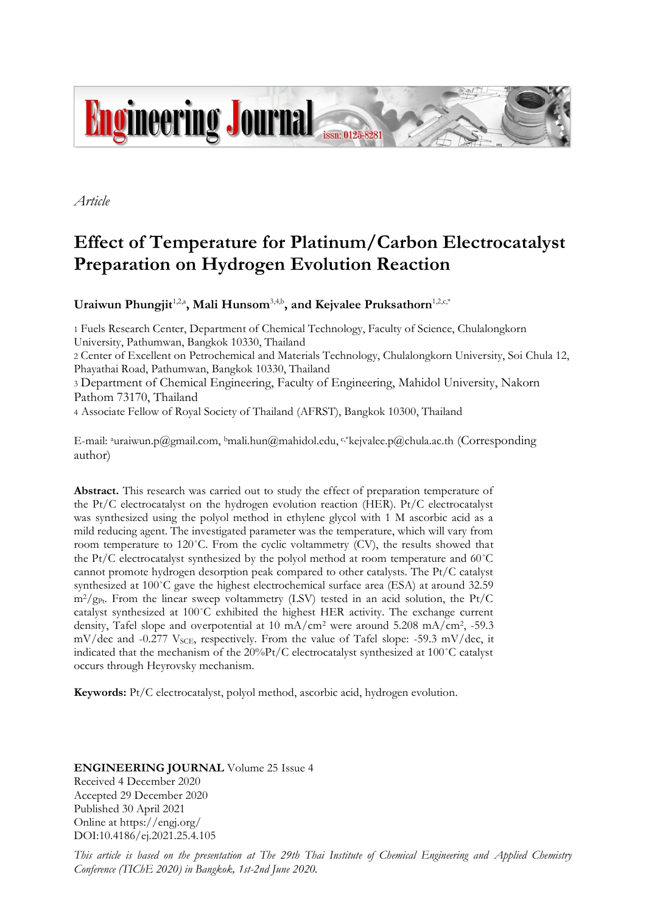*Article*

# Effect of Temperature for Platinum/Carbon Electrocatalyst Preparation on Hydrogen Evolution Reaction

**Uraiwun Phungjit**[1,2,a], **Mali Hunsom**[3,4,b], **and Kejvalee Pruksathorn**[1,2,c,*]

1 Fuels Research Center, Department of Chemical Technology, Faculty of Science, Chulalongkorn University, Pathumwan, Bangkok 10330, Thailand

2 Center of Excellent on Petrochemical and Materials Technology, Chulalongkorn University, Soi Chula 12, Phayathai Road, Pathumwan, Bangkok 10330, Thailand

3 Department of Chemical Engineering, Faculty of Engineering, Mahidol University, Nakorn Pathom 73170, Thailand

4 Associate Fellow of Royal Society of Thailand (AFRST), Bangkok 10300, Thailand

E-mail: [a]uraiwun.p@gmail.com, [b]mali.hun@mahidol.edu, [c,*]kejvalee.p@chula.ac.th (Corresponding author)

**Abstract.** This research was carried out to study the effect of preparation temperature of the Pt/C electrocatalyst on the hydrogen evolution reaction (HER). Pt/C electrocatalyst was synthesized using the polyol method in ethylene glycol with 1 M ascorbic acid as a mild reducing agent. The investigated parameter was the temperature, which will vary from room temperature to 120˚C. From the cyclic voltammetry (CV), the results showed that the Pt/C electrocatalyst synthesized by the polyol method at room temperature and 60˚C cannot promote hydrogen desorption peak compared to other catalysts. The Pt/C catalyst synthesized at 100˚C gave the highest electrochemical surface area (ESA) at around 32.59 $m^2/g_{Pt}$. From the linear sweep voltammetry (LSV) tested in an acid solution, the Pt/C catalyst synthesized at 100˚C exhibited the highest HER activity. The exchange current density, Tafel slope and overpotential at 10 $mA/cm^2$ were around 5.208 $mA/cm^2$, -59.3 mV/dec and -0.277 $V_{SCE}$, respectively. From the value of Tafel slope: -59.3 mV/dec, it indicated that the mechanism of the 20%Pt/C electrocatalyst synthesized at 100˚C catalyst occurs through Heyrovsky mechanism.

**Keywords:** Pt/C electrocatalyst, polyol method, ascorbic acid, hydrogen evolution.

**ENGINEERING JOURNAL** Volume 25 Issue 4
Received 4 December 2020
Accepted 29 December 2020
Published 30 April 2021
Online at https://engj.org/
DOI:10.4186/ej.2021.25.4.105

*This article is based on the presentation at The 29th Thai Institute of Chemical Engineering and Applied Chemistry Conference (TIChE 2020) in Bangkok, 1st-2nd June 2020.*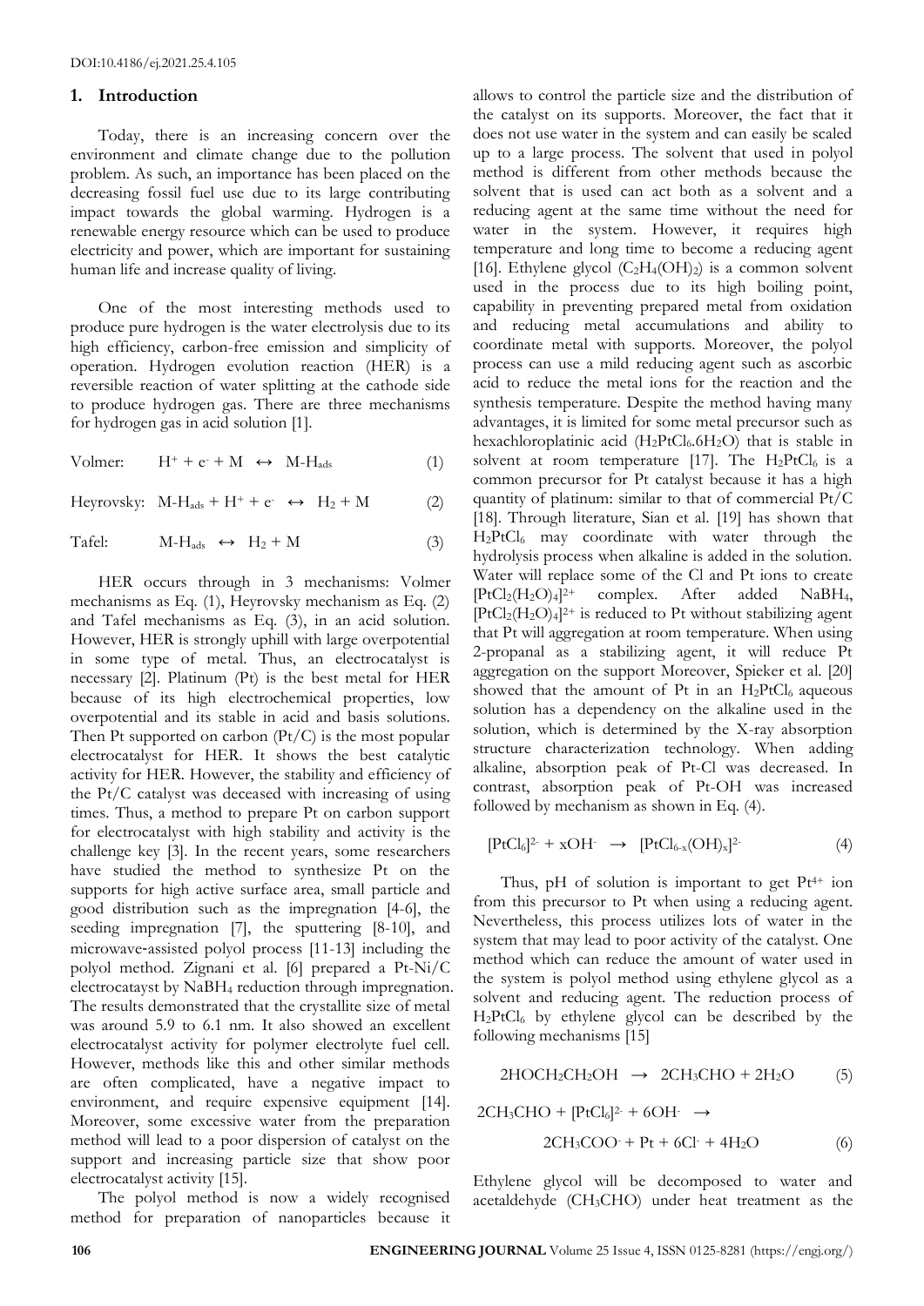DOI:10.4186/ej.2021.25.4.105

## 1. Introduction

Today, there is an increasing concern over the environment and climate change due to the pollution problem. As such, an importance has been placed on the decreasing fossil fuel use due to its large contributing impact towards the global warming. Hydrogen is a renewable energy resource which can be used to produce electricity and power, which are important for sustaining human life and increase quality of living.

One of the most interesting methods used to produce pure hydrogen is the water electrolysis due to its high efficiency, carbon-free emission and simplicity of operation. Hydrogen evolution reaction (HER) is a reversible reaction of water splitting at the cathode side to produce hydrogen gas. There are three mechanisms for hydrogen gas in acid solution [1].

$$\text{Volmer:} \quad H^+ + e^- + M \leftrightarrow M\text{-}H_{ads} \tag{1}$$

$$\text{Heyrovsky:} \quad M\text{-}H_{ads} + H^+ + e^- \leftrightarrow H_2 + M \tag{2}$$

$$\text{Tafel:} \quad M\text{-}H_{ads} \leftrightarrow H_2 + M \tag{3}$$

HER occurs through in 3 mechanisms: Volmer mechanisms as Eq. (1), Heyrovsky mechanism as Eq. (2) and Tafel mechanisms as Eq. (3), in an acid solution. However, HER is strongly uphill with large overpotential in some type of metal. Thus, an electrocatalyst is necessary [2]. Platinum (Pt) is the best metal for HER because of its high electrochemical properties, low overpotential and its stable in acid and basis solutions. Then Pt supported on carbon (Pt/C) is the most popular electrocatalyst for HER. It shows the best catalytic activity for HER. However, the stability and efficiency of the Pt/C catalyst was deceased with increasing of using times. Thus, a method to prepare Pt on carbon support for electrocatalyst with high stability and activity is the challenge key [3]. In the recent years, some researchers have studied the method to synthesize Pt on the supports for high active surface area, small particle and good distribution such as the impregnation [4-6], the seeding impregnation [7], the sputtering [8-10], and microwave-assisted polyol process [11-13] including the polyol method. Zignani et al. [6] prepared a Pt-Ni/C electrocatayst by $NaBH_4$ reduction through impregnation. The results demonstrated that the crystallite size of metal was around 5.9 to 6.1 nm. It also showed an excellent electrocatalyst activity for polymer electrolyte fuel cell. However, methods like this and other similar methods are often complicated, have a negative impact to environment, and require expensive equipment [14]. Moreover, some excessive water from the preparation method will lead to a poor dispersion of catalyst on the support and increasing particle size that show poor electrocatalyst activity [15].

The polyol method is now a widely recognised method for preparation of nanoparticles because it allows to control the particle size and the distribution of the catalyst on its supports. Moreover, the fact that it does not use water in the system and can easily be scaled up to a large process. The solvent that used in polyol method is different from other methods because the solvent that is used can act both as a solvent and a reducing agent at the same time without the need for water in the system. However, it requires high temperature and long time to become a reducing agent [16]. Ethylene glycol ($C_2H_4(OH)_2$) is a common solvent used in the process due to its high boiling point, capability in preventing prepared metal from oxidation and reducing metal accumulations and ability to coordinate metal with supports. Moreover, the polyol process can use a mild reducing agent such as ascorbic acid to reduce the metal ions for the reaction and the synthesis temperature. Despite the method having many advantages, it is limited for some metal precursor such as hexachloroplatinic acid ($H_2PtCl_6.6H_2O$) that is stable in solvent at room temperature [17]. The $H_2PtCl_6$ is a common precursor for Pt catalyst because it has a high quantity of platinum: similar to that of commercial Pt/C [18]. Through literature, Sian et al. [19] has shown that $H_2PtCl_6$ may coordinate with water through the hydrolysis process when alkaline is added in the solution. Water will replace some of the Cl and Pt ions to create $[PtCl_2(H_2O)_4]^{2+}$ complex. After added $NaBH_4$, $[PtCl_2(H_2O)_4]^{2+}$ is reduced to Pt without stabilizing agent that Pt will aggregation at room temperature. When using 2-propanal as a stabilizing agent, it will reduce Pt aggregation on the support Moreover, Spieker et al. [20] showed that the amount of Pt in an $H_2PtCl_6$ aqueous solution has a dependency on the alkaline used in the solution, which is determined by the X-ray absorption structure characterization technology. When adding alkaline, absorption peak of Pt-Cl was decreased. In contrast, absorption peak of Pt-OH was increased followed by mechanism as shown in Eq. (4).

$$[PtCl_6]^{2-} + xOH^- \rightarrow [PtCl_{6-x}(OH)_x]^{2-} \tag{4}$$

Thus, pH of solution is important to get $Pt^{4+}$ ion from this precursor to Pt when using a reducing agent. Nevertheless, this process utilizes lots of water in the system that may lead to poor activity of the catalyst. One method which can reduce the amount of water used in the system is polyol method using ethylene glycol as a solvent and reducing agent. The reduction process of $H_2PtCl_6$ by ethylene glycol can be described by the following mechanisms [15]

$$2HOCH_2CH_2OH \rightarrow 2CH_3CHO + 2H_2O \tag{5}$$

$$2CH_3CHO + [PtCl_6]^{2-} + 6OH^- \rightarrow 2CH_3COO^- + Pt + 6Cl^- + 4H_2O \tag{6}$$

Ethylene glycol will be decomposed to water and acetaldehyde ($CH_3CHO$) under heat treatment as the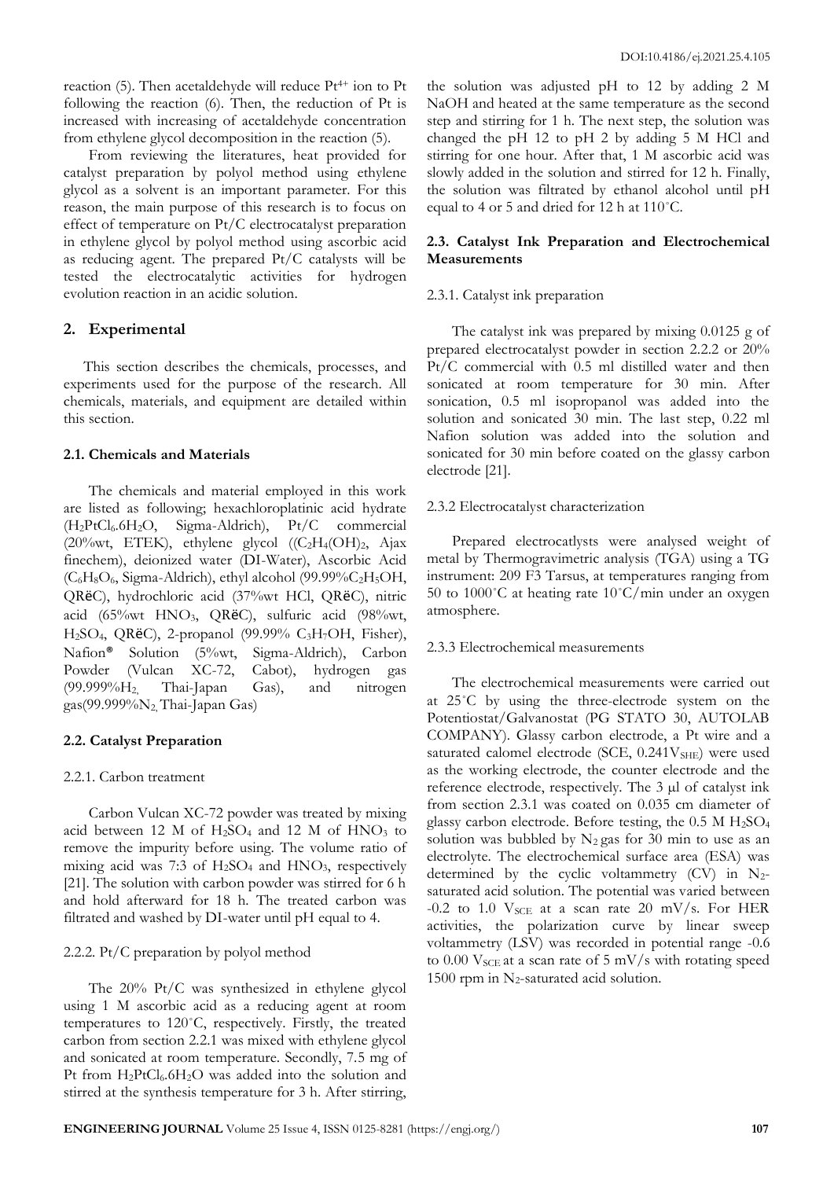reaction (5). Then acetaldehyde will reduce $Pt^{4+}$ ion to Pt following the reaction (6). Then, the reduction of Pt is increased with increasing of acetaldehyde concentration from ethylene glycol decomposition in the reaction (5).

From reviewing the literatures, heat provided for catalyst preparation by polyol method using ethylene glycol as a solvent is an important parameter. For this reason, the main purpose of this research is to focus on effect of temperature on Pt/C electrocatalyst preparation in ethylene glycol by polyol method using ascorbic acid as reducing agent. The prepared Pt/C catalysts will be tested the electrocatalytic activities for hydrogen evolution reaction in an acidic solution.

## 2. Experimental

This section describes the chemicals, processes, and experiments used for the purpose of the research. All chemicals, materials, and equipment are detailed within this section.

### 2.1. Chemicals and Materials

The chemicals and material employed in this work are listed as following; hexachloroplatinic acid hydrate ($H_2PtCl_6.6H_2O$, Sigma-Aldrich), Pt/C commercial (20%wt, ETEK), ethylene glycol (($C_2H_4(OH)_2$, Ajax finechem), deionized water (DI-Water), Ascorbic Acid ($C_6H_8O_6$, Sigma-Aldrich), ethyl alcohol (99.99%$C_2H_5OH$, QRëC), hydrochloric acid (37%wt HCl, QRëC), nitric acid (65%wt $HNO_3$, QRëC), sulfuric acid (98%wt, $H_2SO_4$, QRëC), 2-propanol (99.99% $C_3H_7OH$, Fisher), Nafion® Solution (5%wt, Sigma-Aldrich), Carbon Powder (Vulcan XC-72, Cabot), hydrogen gas (99.999%$H_2$, Thai-Japan Gas), and nitrogen gas(99.999%$N_2$, Thai-Japan Gas)

### 2.2. Catalyst Preparation

#### 2.2.1. Carbon treatment

Carbon Vulcan XC-72 powder was treated by mixing acid between 12 M of $H_2SO_4$ and 12 M of $HNO_3$ to remove the impurity before using. The volume ratio of mixing acid was 7:3 of $H_2SO_4$ and $HNO_3$, respectively [21]. The solution with carbon powder was stirred for 6 h and hold afterward for 18 h. The treated carbon was filtrated and washed by DI-water until pH equal to 4.

#### 2.2.2. Pt/C preparation by polyol method

The 20% Pt/C was synthesized in ethylene glycol using 1 M ascorbic acid as a reducing agent at room temperatures to 120˚C, respectively. Firstly, the treated carbon from section 2.2.1 was mixed with ethylene glycol and sonicated at room temperature. Secondly, 7.5 mg of Pt from $H_2PtCl_6.6H_2O$ was added into the solution and stirred at the synthesis temperature for 3 h. After stirring, the solution was adjusted pH to 12 by adding 2 M NaOH and heated at the same temperature as the second step and stirring for 1 h. The next step, the solution was changed the pH 12 to pH 2 by adding 5 M HCl and stirring for one hour. After that, 1 M ascorbic acid was slowly added in the solution and stirred for 12 h. Finally, the solution was filtrated by ethanol alcohol until pH equal to 4 or 5 and dried for 12 h at 110˚C.

### 2.3. Catalyst Ink Preparation and Electrochemical Measurements

#### 2.3.1. Catalyst ink preparation

The catalyst ink was prepared by mixing 0.0125 g of prepared electrocatalyst powder in section 2.2.2 or 20% Pt/C commercial with 0.5 ml distilled water and then sonicated at room temperature for 30 min. After sonication, 0.5 ml isopropanol was added into the solution and sonicated 30 min. The last step, 0.22 ml Nafion solution was added into the solution and sonicated for 30 min before coated on the glassy carbon electrode [21].

#### 2.3.2 Electrocatalyst characterization

Prepared electrocatlysts were analysed weight of metal by Thermogravimetric analysis (TGA) using a TG instrument: 209 F3 Tarsus, at temperatures ranging from 50 to 1000˚C at heating rate 10˚C/min under an oxygen atmosphere.

#### 2.3.3 Electrochemical measurements

The electrochemical measurements were carried out at 25˚C by using the three-electrode system on the Potentiostat/Galvanostat (PG STATO 30, AUTOLAB COMPANY). Glassy carbon electrode, a Pt wire and a saturated calomel electrode (SCE, 0.241$V_{SHE}$) were used as the working electrode, the counter electrode and the reference electrode, respectively. The 3 µl of catalyst ink from section 2.3.1 was coated on 0.035 cm diameter of glassy carbon electrode. Before testing, the 0.5 M $H_2SO_4$ solution was bubbled by $N_2$ gas for 30 min to use as an electrolyte. The electrochemical surface area (ESA) was determined by the cyclic voltammetry (CV) in $N_2$-saturated acid solution. The potential was varied between -0.2 to 1.0 $V_{SCE}$ at a scan rate 20 mV/s. For HER activities, the polarization curve by linear sweep voltammetry (LSV) was recorded in potential range -0.6 to 0.00 $V_{SCE}$ at a scan rate of 5 mV/s with rotating speed 1500 rpm in $N_2$-saturated acid solution.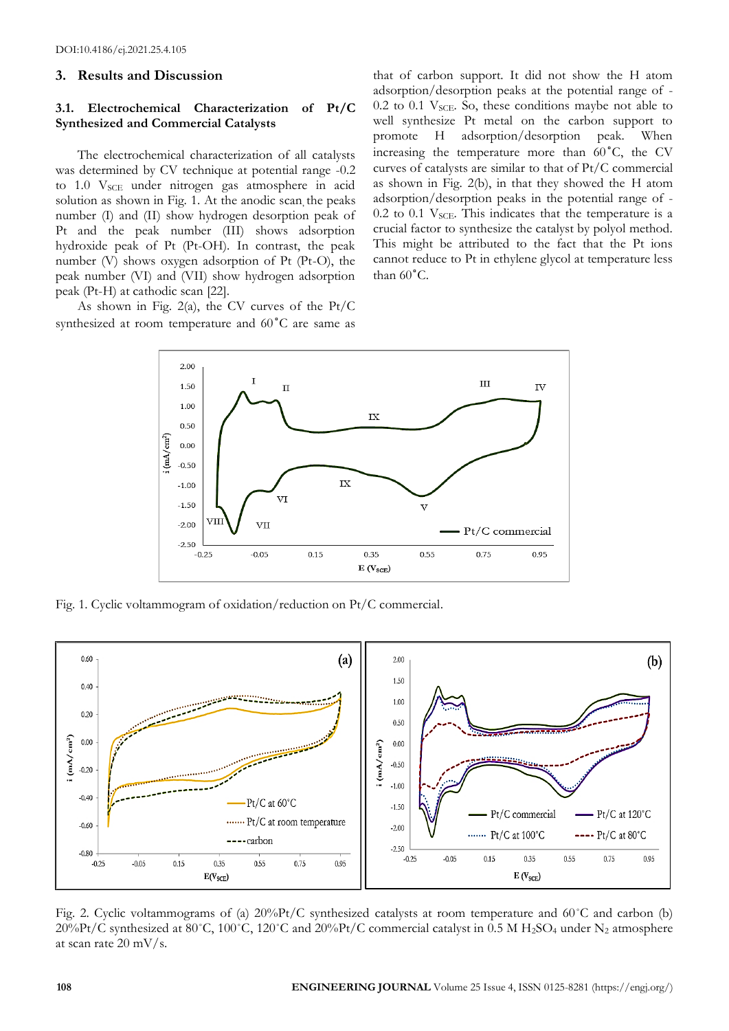## 3. Results and Discussion

### 3.1. Electrochemical Characterization of Pt/C Synthesized and Commercial Catalysts

The electrochemical characterization of all catalysts was determined by CV technique at potential range -0.2 to 1.0 $V_{SCE}$ under nitrogen gas atmosphere in acid solution as shown in Fig. 1. At the anodic scan, the peaks number (I) and (II) show hydrogen desorption peak of Pt and the peak number (III) shows adsorption hydroxide peak of Pt (Pt-OH). In contrast, the peak number (V) shows oxygen adsorption of Pt (Pt-O), the peak number (VI) and (VII) show hydrogen adsorption peak (Pt-H) at cathodic scan [22].

As shown in Fig. 2(a), the CV curves of the Pt/C synthesized at room temperature and 60˚C are same as that of carbon support. It did not show the H atom adsorption/desorption peaks at the potential range of -0.2 to 0.1 $V_{SCE}$. So, these conditions maybe not able to well synthesize Pt metal on the carbon support to promote H adsorption/desorption peak. When increasing the temperature more than 60˚C, the CV curves of catalysts are similar to that of Pt/C commercial as shown in Fig. 2(b), in that they showed the H atom adsorption/desorption peaks in the potential range of -0.2 to 0.1 $V_{SCE}$. This indicates that the temperature is a crucial factor to synthesize the catalyst by polyol method. This might be attributed to the fact that the Pt ions cannot reduce to Pt in ethylene glycol at temperature less than 60˚C.

Fig. 1. Cyclic voltammogram of oxidation/reduction on Pt/C commercial.

Fig. 2. Cyclic voltammograms of (a) 20%Pt/C synthesized catalysts at room temperature and 60˚C and carbon (b) 20%Pt/C synthesized at 80˚C, 100˚C, 120˚C and 20%Pt/C commercial catalyst in 0.5 M $H_2SO_4$ under $N_2$ atmosphere at scan rate 20 mV/s.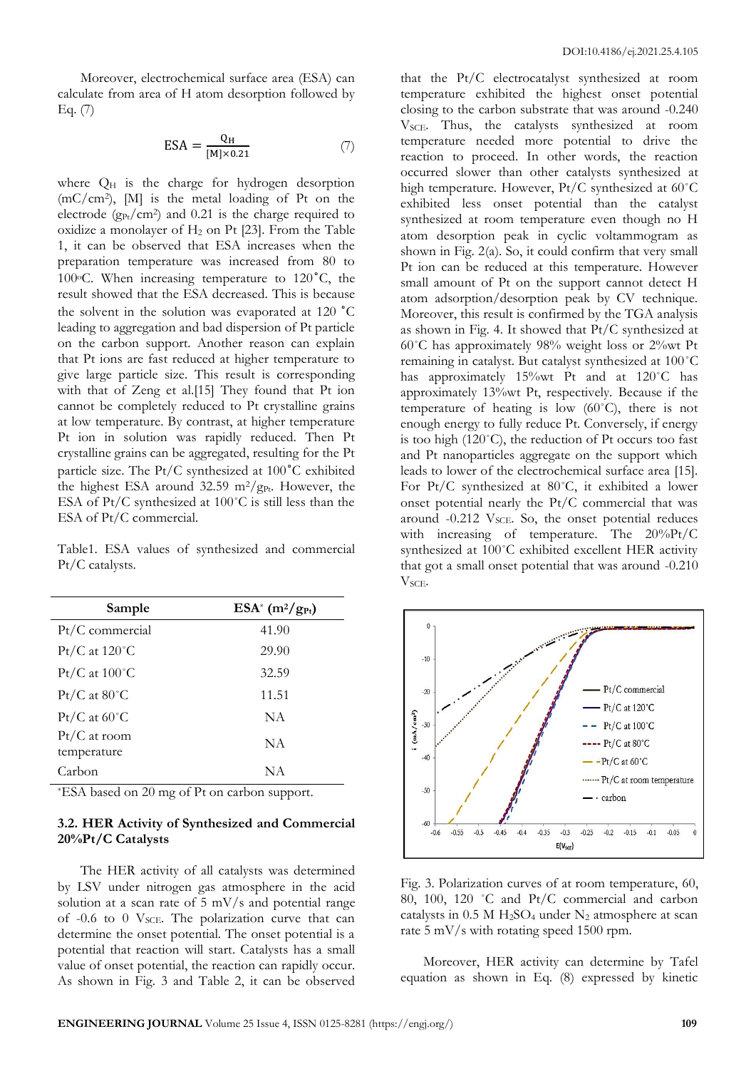Moreover, electrochemical surface area (ESA) can calculate from area of H atom desorption followed by Eq. (7)

$$\text{ESA} = \frac{Q_H}{[M] \times 0.21} \qquad (7)$$

where $Q_H$ is the charge for hydrogen desorption (mC/cm$^2$), [M] is the metal loading of Pt on the electrode ($g_{Pt}$/cm$^2$) and 0.21 is the charge required to oxidize a monolayer of $H_2$ on Pt [23]. From the Table 1, it can be observed that ESA increases when the preparation temperature was increased from 80 to 100°C. When increasing temperature to 120˚C, the result showed that the ESA decreased. This is because the solvent in the solution was evaporated at 120 ˚C leading to aggregation and bad dispersion of Pt particle on the carbon support. Another reason can explain that Pt ions are fast reduced at higher temperature to give large particle size. This result is corresponding with that of Zeng et al.[15] They found that Pt ion cannot be completely reduced to Pt crystalline grains at low temperature. By contrast, at higher temperature Pt ion in solution was rapidly reduced. Then Pt crystalline grains can be aggregated, resulting for the Pt particle size. The Pt/C synthesized at 100˚C exhibited the highest ESA around 32.59 m$^2$/$g_{Pt}$. However, the ESA of Pt/C synthesized at 100˚C is still less than the ESA of Pt/C commercial.

Table1. ESA values of synthesized and commercial Pt/C catalysts.

| Sample | ESA* (m$^2$/$g_{Pt}$) |
|---|---|
| Pt/C commercial | 41.90 |
| Pt/C at 120˚C | 29.90 |
| Pt/C at 100˚C | 32.59 |
| Pt/C at 80˚C | 11.51 |
| Pt/C at 60˚C | NA |
| Pt/C at room temperature | NA |
| Carbon | NA |

*ESA based on 20 mg of Pt on carbon support.

### 3.2. HER Activity of Synthesized and Commercial 20%Pt/C Catalysts

The HER activity of all catalysts was determined by LSV under nitrogen gas atmosphere in the acid solution at a scan rate of 5 mV/s and potential range of -0.6 to 0 $V_{SCE}$. The polarization curve that can determine the onset potential. The onset potential is a potential that reaction will start. Catalysts has a small value of onset potential, the reaction can rapidly occur. As shown in Fig. 3 and Table 2, it can be observed that the Pt/C electrocatalyst synthesized at room temperature exhibited the highest onset potential closing to the carbon substrate that was around -0.240 $V_{SCE}$. Thus, the catalysts synthesized at room temperature needed more potential to drive the reaction to proceed. In other words, the reaction occurred slower than other catalysts synthesized at high temperature. However, Pt/C synthesized at 60˚C exhibited less onset potential than the catalyst synthesized at room temperature even though no H atom desorption peak in cyclic voltammogram as shown in Fig. 2(a). So, it could confirm that very small Pt ion can be reduced at this temperature. However small amount of Pt on the support cannot detect H atom adsorption/desorption peak by CV technique. Moreover, this result is confirmed by the TGA analysis as shown in Fig. 4. It showed that Pt/C synthesized at 60˚C has approximately 98% weight loss or 2%wt Pt remaining in catalyst. But catalyst synthesized at 100˚C has approximately 15%wt Pt and at 120˚C has approximately 13%wt Pt, respectively. Because if the temperature of heating is low (60˚C), there is not enough energy to fully reduce Pt. Conversely, if energy is too high (120˚C), the reduction of Pt occurs too fast and Pt nanoparticles aggregate on the support which leads to lower of the electrochemical surface area [15]. For Pt/C synthesized at 80˚C, it exhibited a lower onset potential nearly the Pt/C commercial that was around -0.212 $V_{SCE}$. So, the onset potential reduces with increasing of temperature. The 20%Pt/C synthesized at 100˚C exhibited excellent HER activity that got a small onset potential that was around -0.210 $V_{SCE}$.

Fig. 3. Polarization curves of at room temperature, 60, 80, 100, 120 ˚C and Pt/C commercial and carbon catalysts in 0.5 M $H_2SO_4$ under $N_2$ atmosphere at scan rate 5 mV/s with rotating speed 1500 rpm.

Moreover, HER activity can determine by Tafel equation as shown in Eq. (8) expressed by kinetic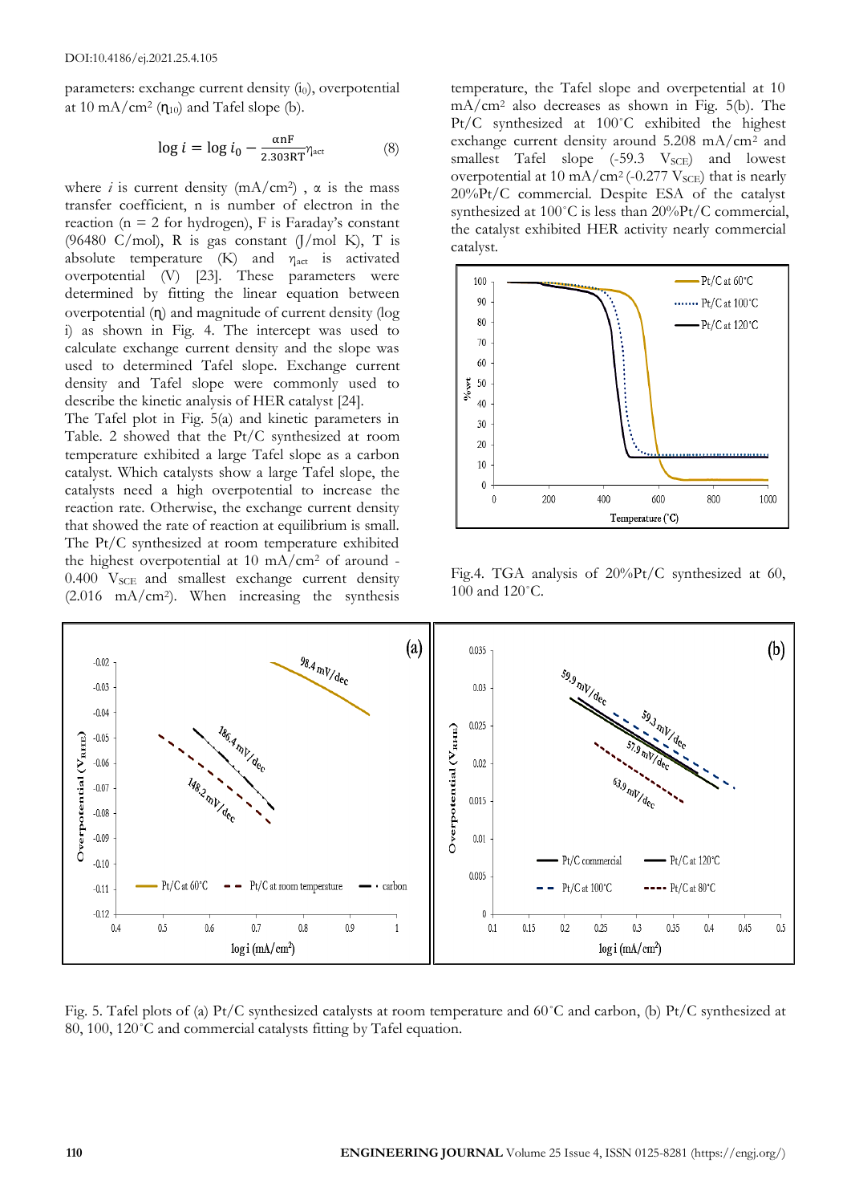parameters: exchange current density ($i_0$), overpotential at 10 mA/cm² ($\eta_{10}$) and Tafel slope (b).

$$\log i = \log i_0 - \frac{\alpha n F}{2.303RT}\eta_{act} \quad (8)$$

where $i$ is current density (mA/cm²) , α is the mass transfer coefficient, n is number of electron in the reaction (n = 2 for hydrogen), F is Faraday's constant (96480 C/mol), R is gas constant (J/mol K), T is absolute temperature (K) and $\eta_{act}$ is activated overpotential (V) [23]. These parameters were determined by fitting the linear equation between overpotential (η) and magnitude of current density (log i) as shown in Fig. 4. The intercept was used to calculate exchange current density and the slope was used to determined Tafel slope. Exchange current density and Tafel slope were commonly used to describe the kinetic analysis of HER catalyst [24].

The Tafel plot in Fig. 5(a) and kinetic parameters in Table. 2 showed that the Pt/C synthesized at room temperature exhibited a large Tafel slope as a carbon catalyst. Which catalysts show a large Tafel slope, the catalysts need a high overpotential to increase the reaction rate. Otherwise, the exchange current density that showed the rate of reaction at equilibrium is small. The Pt/C synthesized at room temperature exhibited the highest overpotential at 10 mA/cm² of around -0.400 $V_{SCE}$ and smallest exchange current density (2.016 mA/cm²). When increasing the synthesis temperature, the Tafel slope and overpetential at 10 mA/cm² also decreases as shown in Fig. 5(b). The Pt/C synthesized at 100˚C exhibited the highest exchange current density around 5.208 mA/cm² and smallest Tafel slope (-59.3 $V_{SCE}$) and lowest overpotential at 10 mA/cm² (-0.277 $V_{SCE}$) that is nearly 20%Pt/C commercial. Despite ESA of the catalyst synthesized at 100˚C is less than 20%Pt/C commercial, the catalyst exhibited HER activity nearly commercial catalyst.

Fig.4. TGA analysis of 20%Pt/C synthesized at 60, 100 and 120˚C.

Fig. 5. Tafel plots of (a) Pt/C synthesized catalysts at room temperature and 60˚C and carbon, (b) Pt/C synthesized at 80, 100, 120˚C and commercial catalysts fitting by Tafel equation.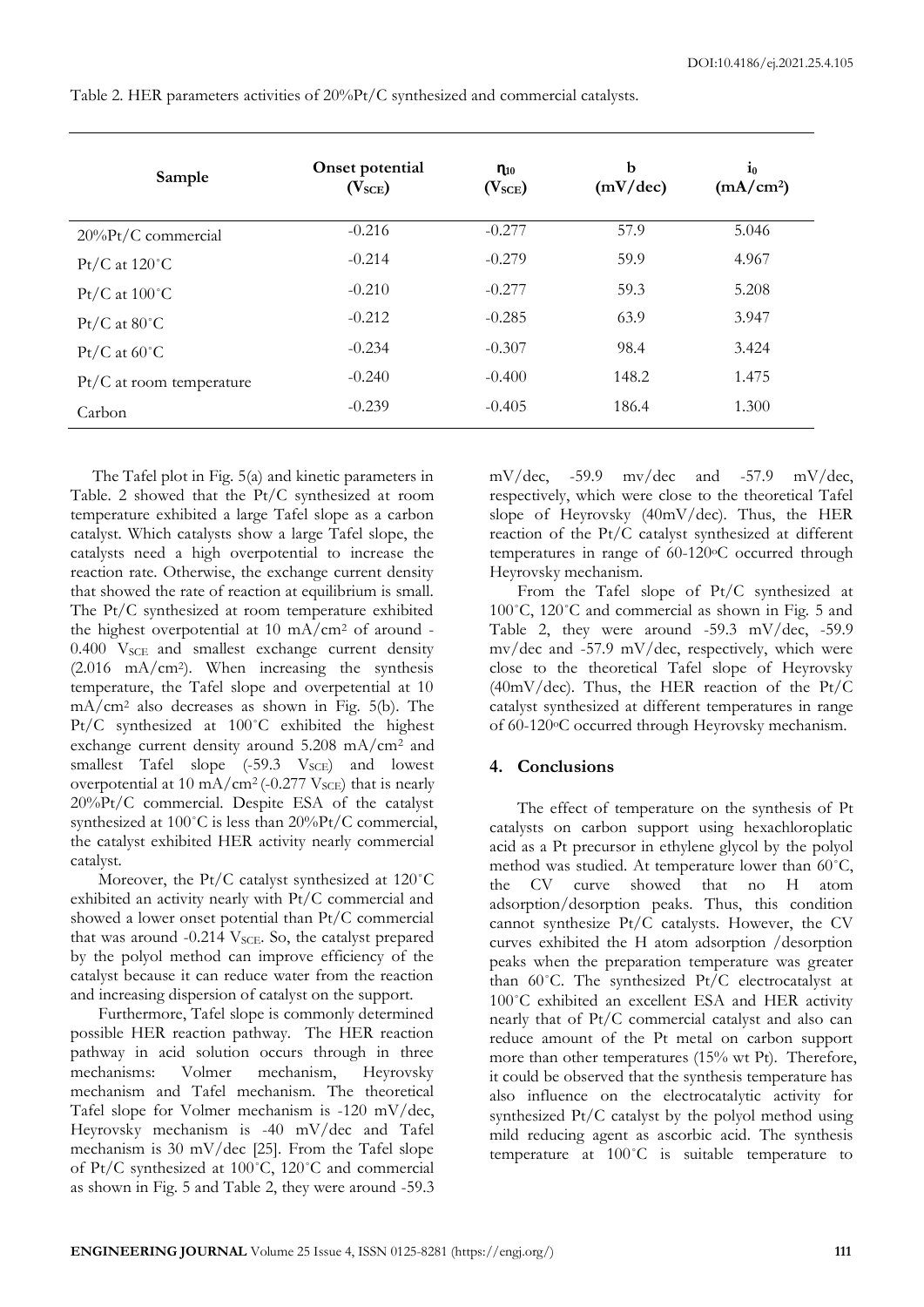Table 2. HER parameters activities of 20%Pt/C synthesized and commercial catalysts.

| Sample | Onset potential ($V_{SCE}$) | $\eta_{10}$ ($V_{SCE}$) | b (mV/dec) | $i_0$ (mA/cm$^2$) |
|---|---|---|---|---|
| 20%Pt/C commercial | -0.216 | -0.277 | 57.9 | 5.046 |
| Pt/C at 120˚C | -0.214 | -0.279 | 59.9 | 4.967 |
| Pt/C at 100˚C | -0.210 | -0.277 | 59.3 | 5.208 |
| Pt/C at 80˚C | -0.212 | -0.285 | 63.9 | 3.947 |
| Pt/C at 60˚C | -0.234 | -0.307 | 98.4 | 3.424 |
| Pt/C at room temperature | -0.240 | -0.400 | 148.2 | 1.475 |
| Carbon | -0.239 | -0.405 | 186.4 | 1.300 |

The Tafel plot in Fig. 5(a) and kinetic parameters in Table. 2 showed that the Pt/C synthesized at room temperature exhibited a large Tafel slope as a carbon catalyst. Which catalysts show a large Tafel slope, the catalysts need a high overpotential to increase the reaction rate. Otherwise, the exchange current density that showed the rate of reaction at equilibrium is small. The Pt/C synthesized at room temperature exhibited the highest overpotential at 10 mA/cm$^2$ of around -0.400 $V_{SCE}$ and smallest exchange current density (2.016 mA/cm$^2$). When increasing the synthesis temperature, the Tafel slope and overpetential at 10 mA/cm$^2$ also decreases as shown in Fig. 5(b). The Pt/C synthesized at 100˚C exhibited the highest exchange current density around 5.208 mA/cm$^2$ and smallest Tafel slope (-59.3 $V_{SCE}$) and lowest overpotential at 10 mA/cm$^2$ (-0.277 $V_{SCE}$) that is nearly 20%Pt/C commercial. Despite ESA of the catalyst synthesized at 100˚C is less than 20%Pt/C commercial, the catalyst exhibited HER activity nearly commercial catalyst.

Moreover, the Pt/C catalyst synthesized at 120˚C exhibited an activity nearly with Pt/C commercial and showed a lower onset potential than Pt/C commercial that was around -0.214 $V_{SCE}$. So, the catalyst prepared by the polyol method can improve efficiency of the catalyst because it can reduce water from the reaction and increasing dispersion of catalyst on the support.

Furthermore, Tafel slope is commonly determined possible HER reaction pathway. The HER reaction pathway in acid solution occurs through in three mechanisms: Volmer mechanism, Heyrovsky mechanism and Tafel mechanism. The theoretical Tafel slope for Volmer mechanism is -120 mV/dec, Heyrovsky mechanism is -40 mV/dec and Tafel mechanism is 30 mV/dec [25]. From the Tafel slope of Pt/C synthesized at 100˚C, 120˚C and commercial as shown in Fig. 5 and Table 2, they were around -59.3 mV/dec, -59.9 mv/dec and -57.9 mV/dec, respectively, which were close to the theoretical Tafel slope of Heyrovsky (40mV/dec). Thus, the HER reaction of the Pt/C catalyst synthesized at different temperatures in range of 60-120$^o$C occurred through Heyrovsky mechanism.

From the Tafel slope of Pt/C synthesized at 100˚C, 120˚C and commercial as shown in Fig. 5 and Table 2, they were around -59.3 mV/dec, -59.9 mv/dec and -57.9 mV/dec, respectively, which were close to the theoretical Tafel slope of Heyrovsky (40mV/dec). Thus, the HER reaction of the Pt/C catalyst synthesized at different temperatures in range of 60-120$^o$C occurred through Heyrovsky mechanism.

## 4. Conclusions

The effect of temperature on the synthesis of Pt catalysts on carbon support using hexachloroplatic acid as a Pt precursor in ethylene glycol by the polyol method was studied. At temperature lower than 60˚C, the CV curve showed that no H atom adsorption/desorption peaks. Thus, this condition cannot synthesize Pt/C catalysts. However, the CV curves exhibited the H atom adsorption /desorption peaks when the preparation temperature was greater than 60˚C. The synthesized Pt/C electrocatalyst at 100˚C exhibited an excellent ESA and HER activity nearly that of Pt/C commercial catalyst and also can reduce amount of the Pt metal on carbon support more than other temperatures (15% wt Pt). Therefore, it could be observed that the synthesis temperature has also influence on the electrocatalytic activity for synthesized Pt/C catalyst by the polyol method using mild reducing agent as ascorbic acid. The synthesis temperature at 100˚C is suitable temperature to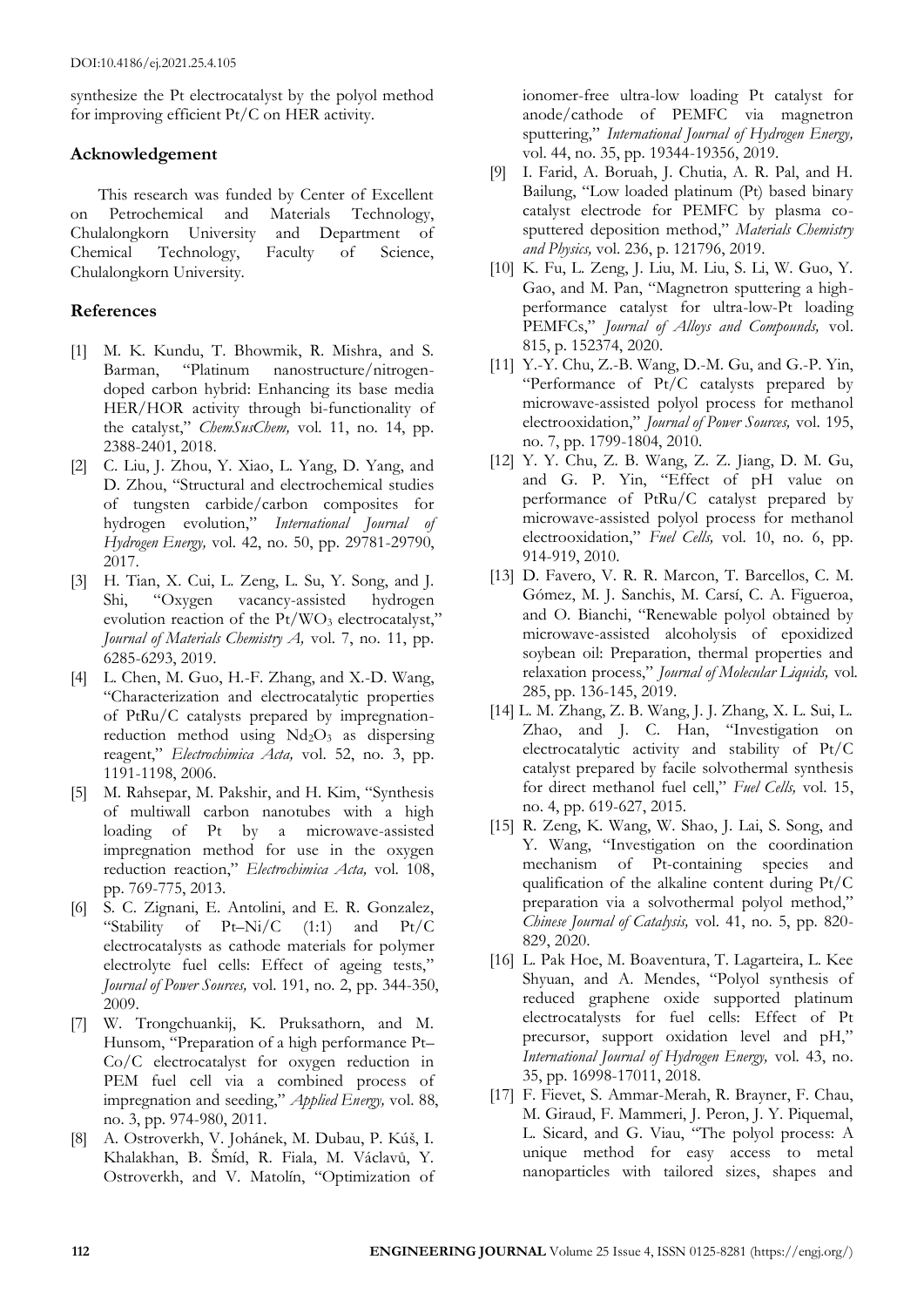synthesize the Pt electrocatalyst by the polyol method for improving efficient Pt/C on HER activity.

## Acknowledgement

This research was funded by Center of Excellent on Petrochemical and Materials Technology, Chulalongkorn University and Department of Chemical Technology, Faculty of Science, Chulalongkorn University.

## References

[1] M. K. Kundu, T. Bhowmik, R. Mishra, and S. Barman, "Platinum nanostructure/nitrogen-doped carbon hybrid: Enhancing its base media HER/HOR activity through bi-functionality of the catalyst," *ChemSusChem,* vol. 11, no. 14, pp. 2388-2401, 2018.

[2] C. Liu, J. Zhou, Y. Xiao, L. Yang, D. Yang, and D. Zhou, "Structural and electrochemical studies of tungsten carbide/carbon composites for hydrogen evolution," *International Journal of Hydrogen Energy,* vol. 42, no. 50, pp. 29781-29790, 2017.

[3] H. Tian, X. Cui, L. Zeng, L. Su, Y. Song, and J. Shi, "Oxygen vacancy-assisted hydrogen evolution reaction of the Pt/$WO_3$ electrocatalyst," *Journal of Materials Chemistry A,* vol. 7, no. 11, pp. 6285-6293, 2019.

[4] L. Chen, M. Guo, H.-F. Zhang, and X.-D. Wang, "Characterization and electrocatalytic properties of PtRu/C catalysts prepared by impregnation-reduction method using $Nd_2O_3$ as dispersing reagent," *Electrochimica Acta,* vol. 52, no. 3, pp. 1191-1198, 2006.

[5] M. Rahsepar, M. Pakshir, and H. Kim, "Synthesis of multiwall carbon nanotubes with a high loading of Pt by a microwave-assisted impregnation method for use in the oxygen reduction reaction," *Electrochimica Acta,* vol. 108, pp. 769-775, 2013.

[6] S. C. Zignani, E. Antolini, and E. R. Gonzalez, "Stability of Pt–Ni/C (1:1) and Pt/C electrocatalysts as cathode materials for polymer electrolyte fuel cells: Effect of ageing tests," *Journal of Power Sources,* vol. 191, no. 2, pp. 344-350, 2009.

[7] W. Trongchuankij, K. Pruksathorn, and M. Hunsom, "Preparation of a high performance Pt–Co/C electrocatalyst for oxygen reduction in PEM fuel cell via a combined process of impregnation and seeding," *Applied Energy,* vol. 88, no. 3, pp. 974-980, 2011.

[8] A. Ostroverkh, V. Johánek, M. Dubau, P. Kúš, I. Khalakhan, B. Šmíd, R. Fiala, M. Václavů, Y. Ostroverkh, and V. Matolín, "Optimization of ionomer-free ultra-low loading Pt catalyst for anode/cathode of PEMFC via magnetron sputtering," *International Journal of Hydrogen Energy,* vol. 44, no. 35, pp. 19344-19356, 2019.

[9] I. Farid, A. Boruah, J. Chutia, A. R. Pal, and H. Bailung, "Low loaded platinum (Pt) based binary catalyst electrode for PEMFC by plasma co-sputtered deposition method," *Materials Chemistry and Physics,* vol. 236, p. 121796, 2019.

[10] K. Fu, L. Zeng, J. Liu, M. Liu, S. Li, W. Guo, Y. Gao, and M. Pan, "Magnetron sputtering a high-performance catalyst for ultra-low-Pt loading PEMFCs," *Journal of Alloys and Compounds,* vol. 815, p. 152374, 2020.

[11] Y.-Y. Chu, Z.-B. Wang, D.-M. Gu, and G.-P. Yin, "Performance of Pt/C catalysts prepared by microwave-assisted polyol process for methanol electrooxidation," *Journal of Power Sources,* vol. 195, no. 7, pp. 1799-1804, 2010.

[12] Y. Y. Chu, Z. B. Wang, Z. Z. Jiang, D. M. Gu, and G. P. Yin, "Effect of pH value on performance of PtRu/C catalyst prepared by microwave-assisted polyol process for methanol electrooxidation," *Fuel Cells,* vol. 10, no. 6, pp. 914-919, 2010.

[13] D. Favero, V. R. R. Marcon, T. Barcellos, C. M. Gómez, M. J. Sanchis, M. Carsí, C. A. Figueroa, and O. Bianchi, "Renewable polyol obtained by microwave-assisted alcoholysis of epoxidized soybean oil: Preparation, thermal properties and relaxation process," *Journal of Molecular Liquids,* vol. 285, pp. 136-145, 2019.

[14] L. M. Zhang, Z. B. Wang, J. J. Zhang, X. L. Sui, L. Zhao, and J. C. Han, "Investigation on electrocatalytic activity and stability of Pt/C catalyst prepared by facile solvothermal synthesis for direct methanol fuel cell," *Fuel Cells,* vol. 15, no. 4, pp. 619-627, 2015.

[15] R. Zeng, K. Wang, W. Shao, J. Lai, S. Song, and Y. Wang, "Investigation on the coordination mechanism of Pt-containing species and qualification of the alkaline content during Pt/C preparation via a solvothermal polyol method," *Chinese Journal of Catalysis,* vol. 41, no. 5, pp. 820-829, 2020.

[16] L. Pak Hoe, M. Boaventura, T. Lagarteira, L. Kee Shyuan, and A. Mendes, "Polyol synthesis of reduced graphene oxide supported platinum electrocatalysts for fuel cells: Effect of Pt precursor, support oxidation level and pH," *International Journal of Hydrogen Energy,* vol. 43, no. 35, pp. 16998-17011, 2018.

[17] F. Fievet, S. Ammar-Merah, R. Brayner, F. Chau, M. Giraud, F. Mammeri, J. Peron, J. Y. Piquemal, L. Sicard, and G. Viau, "The polyol process: A unique method for easy access to metal nanoparticles with tailored sizes, shapes and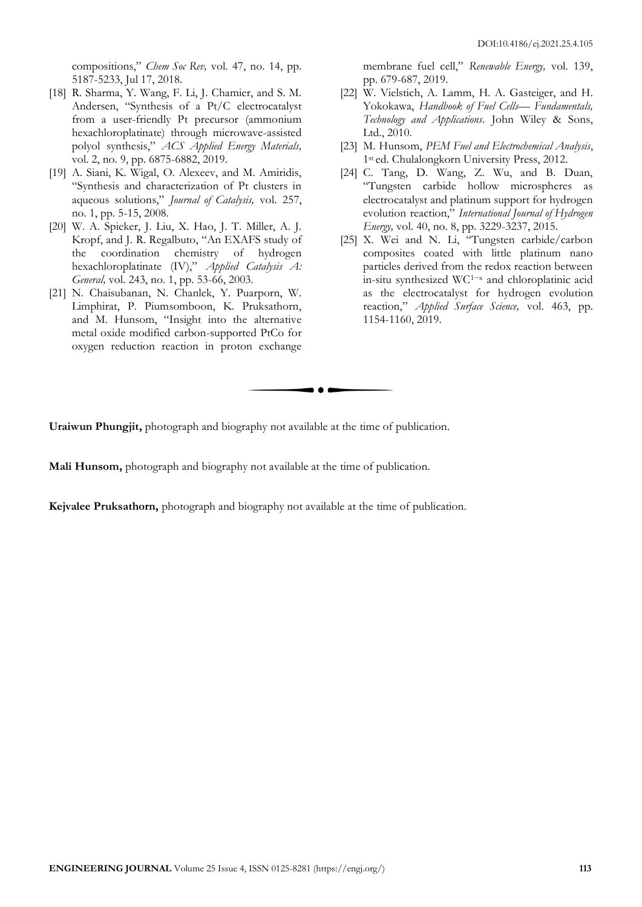compositions," *Chem Soc Rev,* vol. 47, no. 14, pp. 5187-5233, Jul 17, 2018.

[18] R. Sharma, Y. Wang, F. Li, J. Chamier, and S. M. Andersen, "Synthesis of a Pt/C electrocatalyst from a user-friendly Pt precursor (ammonium hexachloroplatinate) through microwave-assisted polyol synthesis," *ACS Applied Energy Materials,* vol. 2, no. 9, pp. 6875-6882, 2019.

[19] A. Siani, K. Wigal, O. Alexeev, and M. Amiridis, "Synthesis and characterization of Pt clusters in aqueous solutions," *Journal of Catalysis,* vol. 257, no. 1, pp. 5-15, 2008.

[20] W. A. Spieker, J. Liu, X. Hao, J. T. Miller, A. J. Kropf, and J. R. Regalbuto, "An EXAFS study of the coordination chemistry of hydrogen hexachloroplatinate (IV)," *Applied Catalysis A: General,* vol. 243, no. 1, pp. 53-66, 2003.

[21] N. Chaisubanan, N. Chanlek, Y. Puarporn, W. Limphirat, P. Piumsomboon, K. Pruksathorn, and M. Hunsom, "Insight into the alternative metal oxide modified carbon-supported PtCo for oxygen reduction reaction in proton exchange membrane fuel cell," *Renewable Energy,* vol. 139, pp. 679-687, 2019.

[22] W. Vielstich, A. Lamm, H. A. Gasteiger, and H. Yokokawa, *Handbook of Fuel Cells— Fundamentals, Technology and Applications*. John Wiley & Sons, Ltd., 2010.

[23] M. Hunsom, *PEM Fuel and Electrochemical Analysis*, 1st ed. Chulalongkorn University Press, 2012.

[24] C. Tang, D. Wang, Z. Wu, and B. Duan, "Tungsten carbide hollow microspheres as electrocatalyst and platinum support for hydrogen evolution reaction," *International Journal of Hydrogen Energy,* vol. 40, no. 8, pp. 3229-3237, 2015.

[25] X. Wei and N. Li, "Tungsten carbide/carbon composites coated with little platinum nano particles derived from the redox reaction between in-situ synthesized $WC^{1-x}$ and chloroplatinic acid as the electrocatalyst for hydrogen evolution reaction," *Applied Surface Science,* vol. 463, pp. 1154-1160, 2019.

**Uraiwun Phungjit,** photograph and biography not available at the time of publication.

**Mali Hunsom,** photograph and biography not available at the time of publication.

**Kejvalee Pruksathorn,** photograph and biography not available at the time of publication.